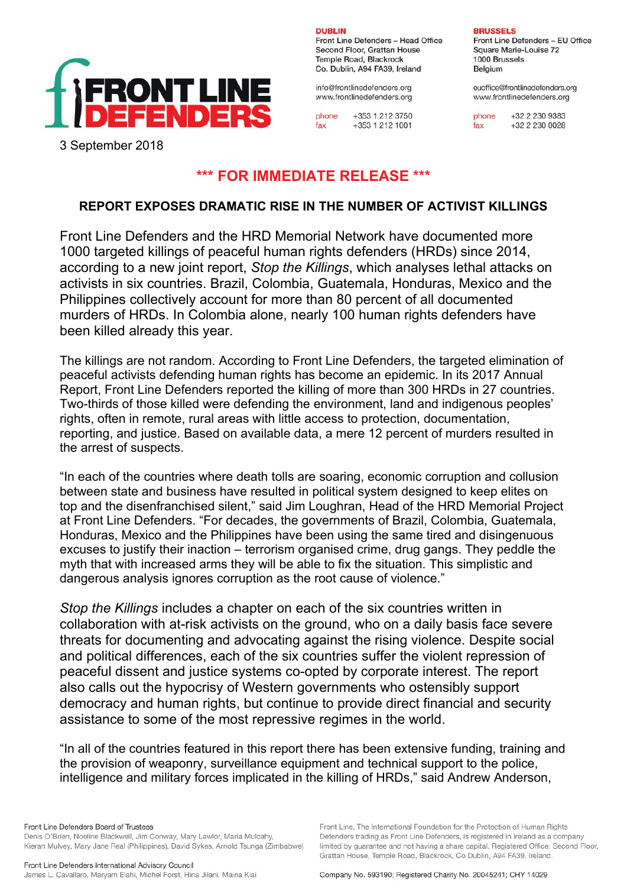**DUBLIN**
Front Line Defenders – Head Office
Second Floor, Grattan House
Temple Road, Blackrock
Co. Dublin, A94 FA39, Ireland

info@frontlinedefenders.org
www.frontlinedefenders.org

phone +353 1 212 3750
fax +353 1 212 1001

**BRUSSELS**
Front Line Defenders – EU Office
Square Marie-Louise 72
1000 Brussels
Belgium

euoffice@frontlinedefenders.org
www.frontlinedefenders.org

phone +32 2 230 9383
fax +32 2 230 0028

3 September 2018

## *** FOR IMMEDIATE RELEASE ***

### REPORT EXPOSES DRAMATIC RISE IN THE NUMBER OF ACTIVIST KILLINGS

Front Line Defenders and the HRD Memorial Network have documented more 1000 targeted killings of peaceful human rights defenders (HRDs) since 2014, according to a new joint report, *Stop the Killings*, which analyses lethal attacks on activists in six countries. Brazil, Colombia, Guatemala, Honduras, Mexico and the Philippines collectively account for more than 80 percent of all documented murders of HRDs. In Colombia alone, nearly 100 human rights defenders have been killed already this year.

The killings are not random. According to Front Line Defenders, the targeted elimination of peaceful activists defending human rights has become an epidemic. In its 2017 Annual Report, Front Line Defenders reported the killing of more than 300 HRDs in 27 countries. Two-thirds of those killed were defending the environment, land and indigenous peoples' rights, often in remote, rural areas with little access to protection, documentation, reporting, and justice. Based on available data, a mere 12 percent of murders resulted in the arrest of suspects.

"In each of the countries where death tolls are soaring, economic corruption and collusion between state and business have resulted in political system designed to keep elites on top and the disenfranchised silent," said Jim Loughran, Head of the HRD Memorial Project at Front Line Defenders. "For decades, the governments of Brazil, Colombia, Guatemala, Honduras, Mexico and the Philippines have been using the same tired and disingenuous excuses to justify their inaction – terrorism organised crime, drug gangs. They peddle the myth that with increased arms they will be able to fix the situation. This simplistic and dangerous analysis ignores corruption as the root cause of violence."

*Stop the Killings* includes a chapter on each of the six countries written in collaboration with at-risk activists on the ground, who on a daily basis face severe threats for documenting and advocating against the rising violence. Despite social and political differences, each of the six countries suffer the violent repression of peaceful dissent and justice systems co-opted by corporate interest. The report also calls out the hypocrisy of Western governments who ostensibly support democracy and human rights, but continue to provide direct financial and security assistance to some of the most repressive regimes in the world.

"In all of the countries featured in this report there has been extensive funding, training and the provision of weaponry, surveillance equipment and technical support to the police, intelligence and military forces implicated in the killing of HRDs," said Andrew Anderson,

Front Line Defenders Board of Trustees
Denis O'Brien, Noeline Blackwell, Jim Conway, Mary Lawlor, Maria Mulcahy, Kieran Mulvey, Mary Jane Real (Philippines), David Sykes, Arnold Tsunga (Zimbabwe)

Front Line Defenders International Advisory Council
James L. Cavallaro, Maryam Elahi, Michel Forst, Hina Jilani, Maina Kiai

Front Line, The International Foundation for the Protection of Human Rights Defenders trading as Front Line Defenders, is registered in Ireland as a company limited by guarantee and not having a share capital. Registered Office: Second Floor, Grattan House, Temple Road, Blackrock, Co Dublin, A94 FA39, Ireland.

Company No. 593190; Registered Charity No. 20045241; CHY 14029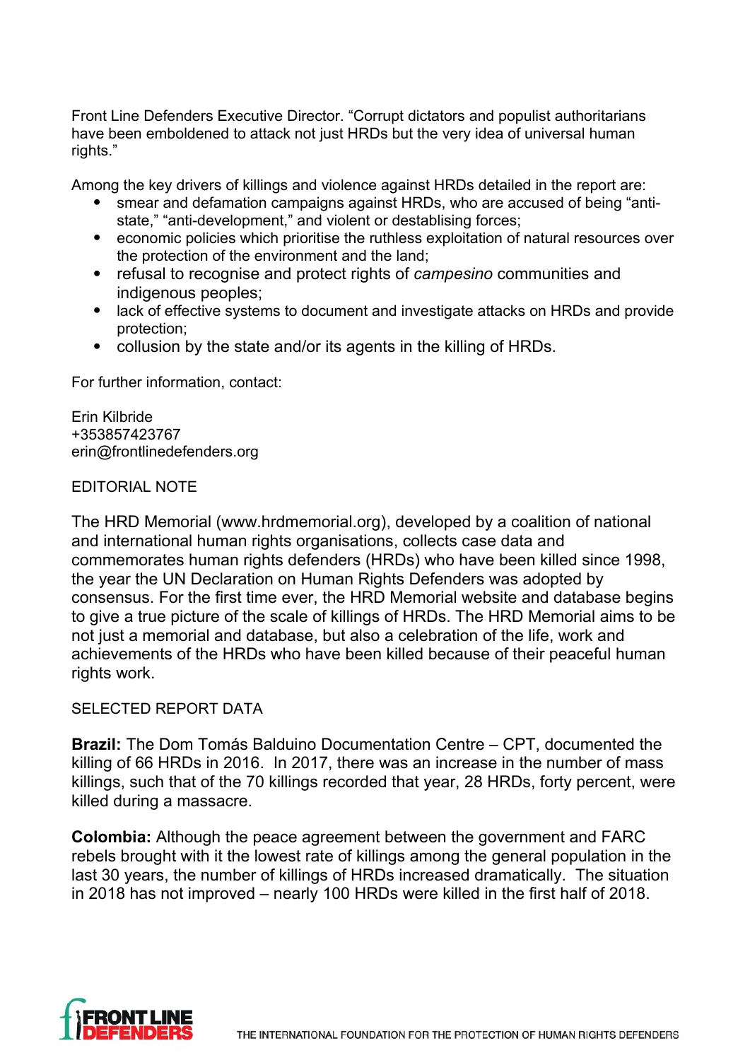Front Line Defenders Executive Director. "Corrupt dictators and populist authoritarians have been emboldened to attack not just HRDs but the very idea of universal human rights."

Among the key drivers of killings and violence against HRDs detailed in the report are:

- smear and defamation campaigns against HRDs, who are accused of being "anti-state," "anti-development," and violent or destablising forces;
- economic policies which prioritise the ruthless exploitation of natural resources over the protection of the environment and the land;
- refusal to recognise and protect rights of *campesino* communities and indigenous peoples;
- lack of effective systems to document and investigate attacks on HRDs and provide protection;
- collusion by the state and/or its agents in the killing of HRDs.

For further information, contact:

Erin Kilbride
+353857423767
erin@frontlinedefenders.org

EDITORIAL NOTE

The HRD Memorial (www.hrdmemorial.org), developed by a coalition of national and international human rights organisations, collects case data and commemorates human rights defenders (HRDs) who have been killed since 1998, the year the UN Declaration on Human Rights Defenders was adopted by consensus. For the first time ever, the HRD Memorial website and database begins to give a true picture of the scale of killings of HRDs. The HRD Memorial aims to be not just a memorial and database, but also a celebration of the life, work and achievements of the HRDs who have been killed because of their peaceful human rights work.

SELECTED REPORT DATA

**Brazil:** The Dom Tomás Balduino Documentation Centre – CPT, documented the killing of 66 HRDs in 2016. In 2017, there was an increase in the number of mass killings, such that of the 70 killings recorded that year, 28 HRDs, forty percent, were killed during a massacre.

**Colombia:** Although the peace agreement between the government and FARC rebels brought with it the lowest rate of killings among the general population in the last 30 years, the number of killings of HRDs increased dramatically. The situation in 2018 has not improved – nearly 100 HRDs were killed in the first half of 2018.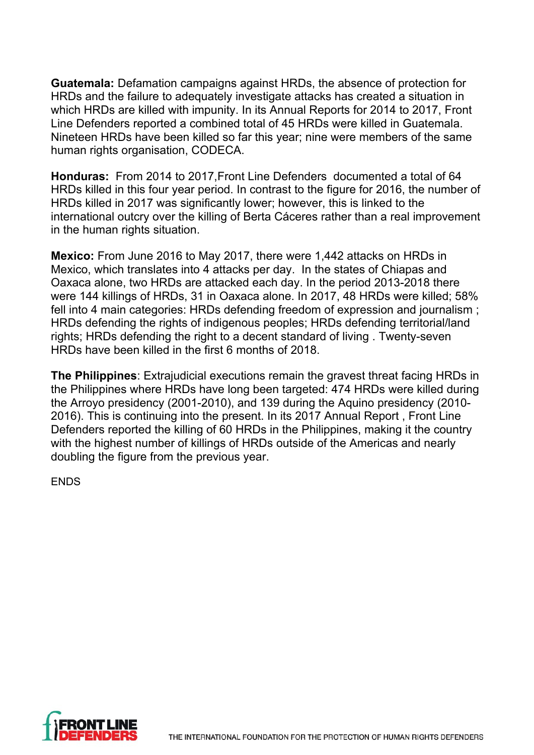**Guatemala:** Defamation campaigns against HRDs, the absence of protection for HRDs and the failure to adequately investigate attacks has created a situation in which HRDs are killed with impunity. In its Annual Reports for 2014 to 2017, Front Line Defenders reported a combined total of 45 HRDs were killed in Guatemala. Nineteen HRDs have been killed so far this year; nine were members of the same human rights organisation, CODECA.

**Honduras:** From 2014 to 2017,Front Line Defenders documented a total of 64 HRDs killed in this four year period. In contrast to the figure for 2016, the number of HRDs killed in 2017 was significantly lower; however, this is linked to the international outcry over the killing of Berta Cáceres rather than a real improvement in the human rights situation.

**Mexico:** From June 2016 to May 2017, there were 1,442 attacks on HRDs in Mexico, which translates into 4 attacks per day. In the states of Chiapas and Oaxaca alone, two HRDs are attacked each day. In the period 2013-2018 there were 144 killings of HRDs, 31 in Oaxaca alone. In 2017, 48 HRDs were killed; 58% fell into 4 main categories: HRDs defending freedom of expression and journalism ; HRDs defending the rights of indigenous peoples; HRDs defending territorial/land rights; HRDs defending the right to a decent standard of living . Twenty-seven HRDs have been killed in the first 6 months of 2018.

**The Philippines**: Extrajudicial executions remain the gravest threat facing HRDs in the Philippines where HRDs have long been targeted: 474 HRDs were killed during the Arroyo presidency (2001-2010), and 139 during the Aquino presidency (2010-2016). This is continuing into the present. In its 2017 Annual Report , Front Line Defenders reported the killing of 60 HRDs in the Philippines, making it the country with the highest number of killings of HRDs outside of the Americas and nearly doubling the figure from the previous year.

ENDS